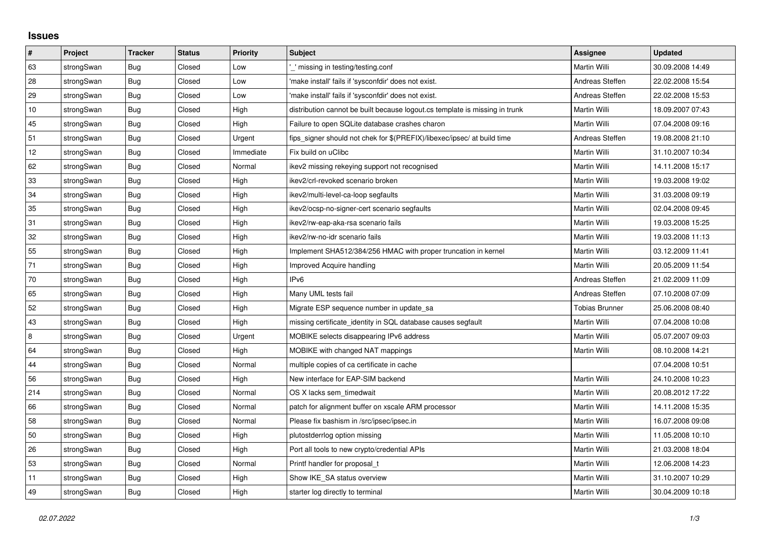# Issues

| # | Project | Tracker | Status | Priority | Subject | Assignee | Updated |
|---|---|---|---|---|---|---|---|
| 63 | strongSwan | Bug | Closed | Low | '_' missing in testing/testing.conf | Martin Willi | 30.09.2008 14:49 |
| 28 | strongSwan | Bug | Closed | Low | 'make install' fails if 'sysconfdir' does not exist. | Andreas Steffen | 22.02.2008 15:54 |
| 29 | strongSwan | Bug | Closed | Low | 'make install' fails if 'sysconfdir' does not exist. | Andreas Steffen | 22.02.2008 15:53 |
| 10 | strongSwan | Bug | Closed | High | distribution cannot be built because logout.cs template is missing in trunk | Martin Willi | 18.09.2007 07:43 |
| 45 | strongSwan | Bug | Closed | High | Failure to open SQLite database crashes charon | Martin Willi | 07.04.2008 09:16 |
| 51 | strongSwan | Bug | Closed | Urgent | fips_signer should not chek for $(PREFIX)/libexec/ipsec/ at build time | Andreas Steffen | 19.08.2008 21:10 |
| 12 | strongSwan | Bug | Closed | Immediate | Fix build on uClibc | Martin Willi | 31.10.2007 10:34 |
| 62 | strongSwan | Bug | Closed | Normal | ikev2 missing rekeying support not recognised | Martin Willi | 14.11.2008 15:17 |
| 33 | strongSwan | Bug | Closed | High | ikev2/crl-revoked scenario broken | Martin Willi | 19.03.2008 19:02 |
| 34 | strongSwan | Bug | Closed | High | ikev2/multi-level-ca-loop segfaults | Martin Willi | 31.03.2008 09:19 |
| 35 | strongSwan | Bug | Closed | High | ikev2/ocsp-no-signer-cert scenario segfaults | Martin Willi | 02.04.2008 09:45 |
| 31 | strongSwan | Bug | Closed | High | ikev2/rw-eap-aka-rsa scenario fails | Martin Willi | 19.03.2008 15:25 |
| 32 | strongSwan | Bug | Closed | High | ikev2/rw-no-idr scenario fails | Martin Willi | 19.03.2008 11:13 |
| 55 | strongSwan | Bug | Closed | High | Implement SHA512/384/256 HMAC with proper truncation in kernel | Martin Willi | 03.12.2009 11:41 |
| 71 | strongSwan | Bug | Closed | High | Improved Acquire handling | Martin Willi | 20.05.2009 11:54 |
| 70 | strongSwan | Bug | Closed | High | IPv6 | Andreas Steffen | 21.02.2009 11:09 |
| 65 | strongSwan | Bug | Closed | High | Many UML tests fail | Andreas Steffen | 07.10.2008 07:09 |
| 52 | strongSwan | Bug | Closed | High | Migrate ESP sequence number in update_sa | Tobias Brunner | 25.06.2008 08:40 |
| 43 | strongSwan | Bug | Closed | High | missing certificate_identity in SQL database causes segfault | Martin Willi | 07.04.2008 10:08 |
| 8 | strongSwan | Bug | Closed | Urgent | MOBIKE selects disappearing IPv6 address | Martin Willi | 05.07.2007 09:03 |
| 64 | strongSwan | Bug | Closed | High | MOBIKE with changed NAT mappings | Martin Willi | 08.10.2008 14:21 |
| 44 | strongSwan | Bug | Closed | Normal | multiple copies of ca certificate in cache | | 07.04.2008 10:51 |
| 56 | strongSwan | Bug | Closed | High | New interface for EAP-SIM backend | Martin Willi | 24.10.2008 10:23 |
| 214 | strongSwan | Bug | Closed | Normal | OS X lacks sem_timedwait | Martin Willi | 20.08.2012 17:22 |
| 66 | strongSwan | Bug | Closed | Normal | patch for alignment buffer on xscale ARM processor | Martin Willi | 14.11.2008 15:35 |
| 58 | strongSwan | Bug | Closed | Normal | Please fix bashism in /src/ipsec/ipsec.in | Martin Willi | 16.07.2008 09:08 |
| 50 | strongSwan | Bug | Closed | High | plutostderrlog option missing | Martin Willi | 11.05.2008 10:10 |
| 26 | strongSwan | Bug | Closed | High | Port all tools to new crypto/credential APIs | Martin Willi | 21.03.2008 18:04 |
| 53 | strongSwan | Bug | Closed | Normal | Printf handler for proposal_t | Martin Willi | 12.06.2008 14:23 |
| 11 | strongSwan | Bug | Closed | High | Show IKE_SA status overview | Martin Willi | 31.10.2007 10:29 |
| 49 | strongSwan | Bug | Closed | High | starter log directly to terminal | Martin Willi | 30.04.2009 10:18 |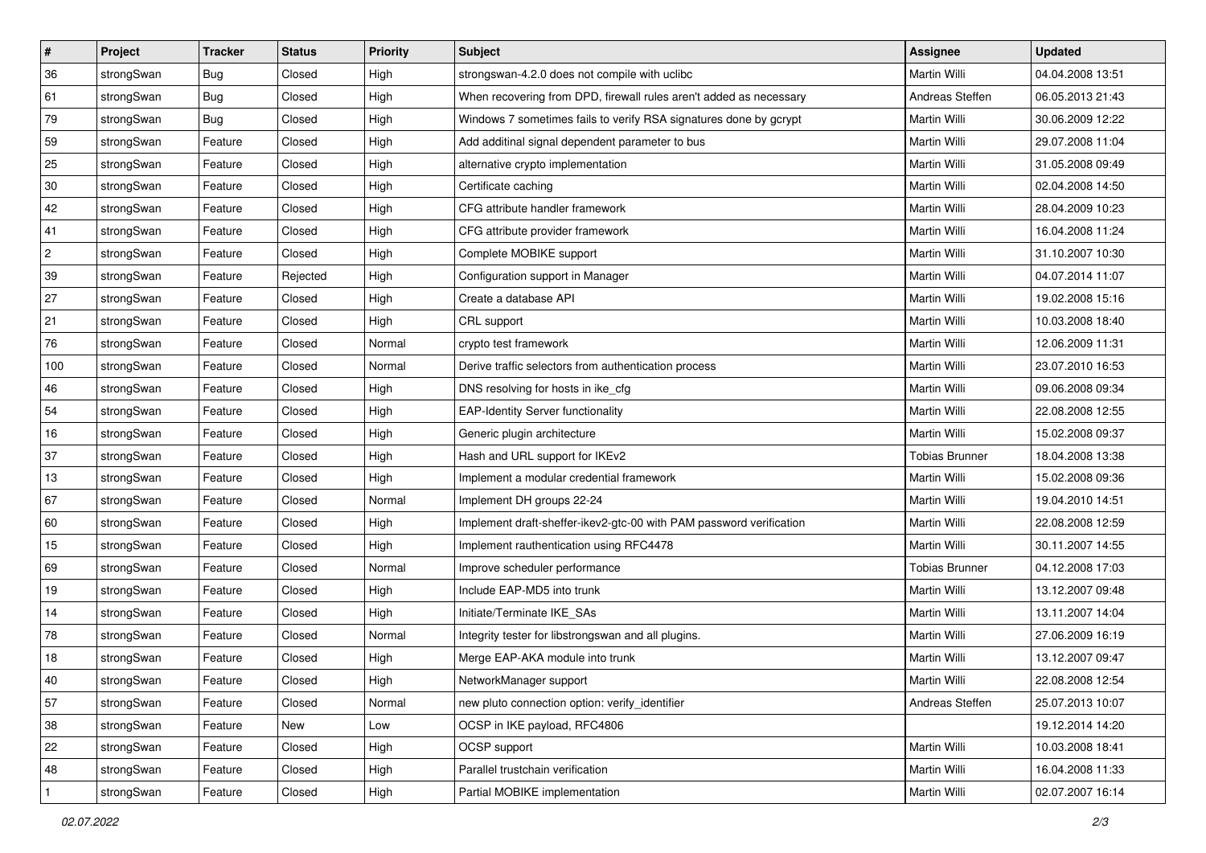| # | Project | Tracker | Status | Priority | Subject | Assignee | Updated |
|---|---|---|---|---|---|---|---|
| 36 | strongSwan | Bug | Closed | High | strongswan-4.2.0 does not compile with uclibc | Martin Willi | 04.04.2008 13:51 |
| 61 | strongSwan | Bug | Closed | High | When recovering from DPD, firewall rules aren't added as necessary | Andreas Steffen | 06.05.2013 21:43 |
| 79 | strongSwan | Bug | Closed | High | Windows 7 sometimes fails to verify RSA signatures done by gcrypt | Martin Willi | 30.06.2009 12:22 |
| 59 | strongSwan | Feature | Closed | High | Add additinal signal dependent parameter to bus | Martin Willi | 29.07.2008 11:04 |
| 25 | strongSwan | Feature | Closed | High | alternative crypto implementation | Martin Willi | 31.05.2008 09:49 |
| 30 | strongSwan | Feature | Closed | High | Certificate caching | Martin Willi | 02.04.2008 14:50 |
| 42 | strongSwan | Feature | Closed | High | CFG attribute handler framework | Martin Willi | 28.04.2009 10:23 |
| 41 | strongSwan | Feature | Closed | High | CFG attribute provider framework | Martin Willi | 16.04.2008 11:24 |
| 2 | strongSwan | Feature | Closed | High | Complete MOBIKE support | Martin Willi | 31.10.2007 10:30 |
| 39 | strongSwan | Feature | Rejected | High | Configuration support in Manager | Martin Willi | 04.07.2014 11:07 |
| 27 | strongSwan | Feature | Closed | High | Create a database API | Martin Willi | 19.02.2008 15:16 |
| 21 | strongSwan | Feature | Closed | High | CRL support | Martin Willi | 10.03.2008 18:40 |
| 76 | strongSwan | Feature | Closed | Normal | crypto test framework | Martin Willi | 12.06.2009 11:31 |
| 100 | strongSwan | Feature | Closed | Normal | Derive traffic selectors from authentication process | Martin Willi | 23.07.2010 16:53 |
| 46 | strongSwan | Feature | Closed | High | DNS resolving for hosts in ike_cfg | Martin Willi | 09.06.2008 09:34 |
| 54 | strongSwan | Feature | Closed | High | EAP-Identity Server functionality | Martin Willi | 22.08.2008 12:55 |
| 16 | strongSwan | Feature | Closed | High | Generic plugin architecture | Martin Willi | 15.02.2008 09:37 |
| 37 | strongSwan | Feature | Closed | High | Hash and URL support for IKEv2 | Tobias Brunner | 18.04.2008 13:38 |
| 13 | strongSwan | Feature | Closed | High | Implement a modular credential framework | Martin Willi | 15.02.2008 09:36 |
| 67 | strongSwan | Feature | Closed | Normal | Implement DH groups 22-24 | Martin Willi | 19.04.2010 14:51 |
| 60 | strongSwan | Feature | Closed | High | Implement draft-sheffer-ikev2-gtc-00 with PAM password verification | Martin Willi | 22.08.2008 12:59 |
| 15 | strongSwan | Feature | Closed | High | Implement rauthentication using RFC4478 | Martin Willi | 30.11.2007 14:55 |
| 69 | strongSwan | Feature | Closed | Normal | Improve scheduler performance | Tobias Brunner | 04.12.2008 17:03 |
| 19 | strongSwan | Feature | Closed | High | Include EAP-MD5 into trunk | Martin Willi | 13.12.2007 09:48 |
| 14 | strongSwan | Feature | Closed | High | Initiate/Terminate IKE_SAs | Martin Willi | 13.11.2007 14:04 |
| 78 | strongSwan | Feature | Closed | Normal | Integrity tester for libstrongswan and all plugins. | Martin Willi | 27.06.2009 16:19 |
| 18 | strongSwan | Feature | Closed | High | Merge EAP-AKA module into trunk | Martin Willi | 13.12.2007 09:47 |
| 40 | strongSwan | Feature | Closed | High | NetworkManager support | Martin Willi | 22.08.2008 12:54 |
| 57 | strongSwan | Feature | Closed | Normal | new pluto connection option: verify_identifier | Andreas Steffen | 25.07.2013 10:07 |
| 38 | strongSwan | Feature | New | Low | OCSP in IKE payload, RFC4806 | | 19.12.2014 14:20 |
| 22 | strongSwan | Feature | Closed | High | OCSP support | Martin Willi | 10.03.2008 18:41 |
| 48 | strongSwan | Feature | Closed | High | Parallel trustchain verification | Martin Willi | 16.04.2008 11:33 |
| 1 | strongSwan | Feature | Closed | High | Partial MOBIKE implementation | Martin Willi | 02.07.2007 16:14 |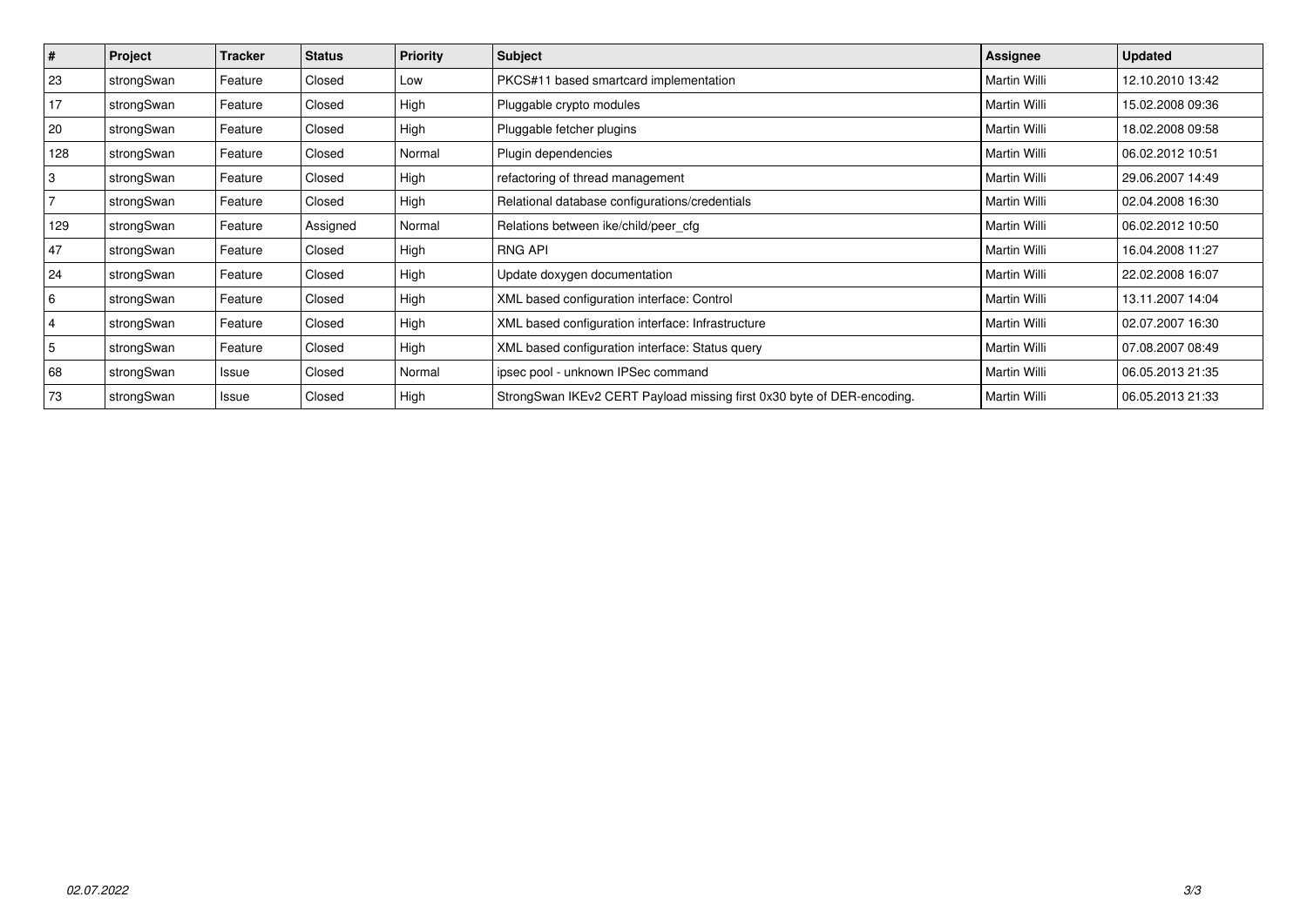| # | Project | Tracker | Status | Priority | Subject | Assignee | Updated |
|---|---|---|---|---|---|---|---|
| 23 | strongSwan | Feature | Closed | Low | PKCS#11 based smartcard implementation | Martin Willi | 12.10.2010 13:42 |
| 17 | strongSwan | Feature | Closed | High | Pluggable crypto modules | Martin Willi | 15.02.2008 09:36 |
| 20 | strongSwan | Feature | Closed | High | Pluggable fetcher plugins | Martin Willi | 18.02.2008 09:58 |
| 128 | strongSwan | Feature | Closed | Normal | Plugin dependencies | Martin Willi | 06.02.2012 10:51 |
| 3 | strongSwan | Feature | Closed | High | refactoring of thread management | Martin Willi | 29.06.2007 14:49 |
| 7 | strongSwan | Feature | Closed | High | Relational database configurations/credentials | Martin Willi | 02.04.2008 16:30 |
| 129 | strongSwan | Feature | Assigned | Normal | Relations between ike/child/peer_cfg | Martin Willi | 06.02.2012 10:50 |
| 47 | strongSwan | Feature | Closed | High | RNG API | Martin Willi | 16.04.2008 11:27 |
| 24 | strongSwan | Feature | Closed | High | Update doxygen documentation | Martin Willi | 22.02.2008 16:07 |
| 6 | strongSwan | Feature | Closed | High | XML based configuration interface: Control | Martin Willi | 13.11.2007 14:04 |
| 4 | strongSwan | Feature | Closed | High | XML based configuration interface: Infrastructure | Martin Willi | 02.07.2007 16:30 |
| 5 | strongSwan | Feature | Closed | High | XML based configuration interface: Status query | Martin Willi | 07.08.2007 08:49 |
| 68 | strongSwan | Issue | Closed | Normal | ipsec pool - unknown IPSec command | Martin Willi | 06.05.2013 21:35 |
| 73 | strongSwan | Issue | Closed | High | StrongSwan IKEv2 CERT Payload missing first 0x30 byte of DER-encoding. | Martin Willi | 06.05.2013 21:33 |